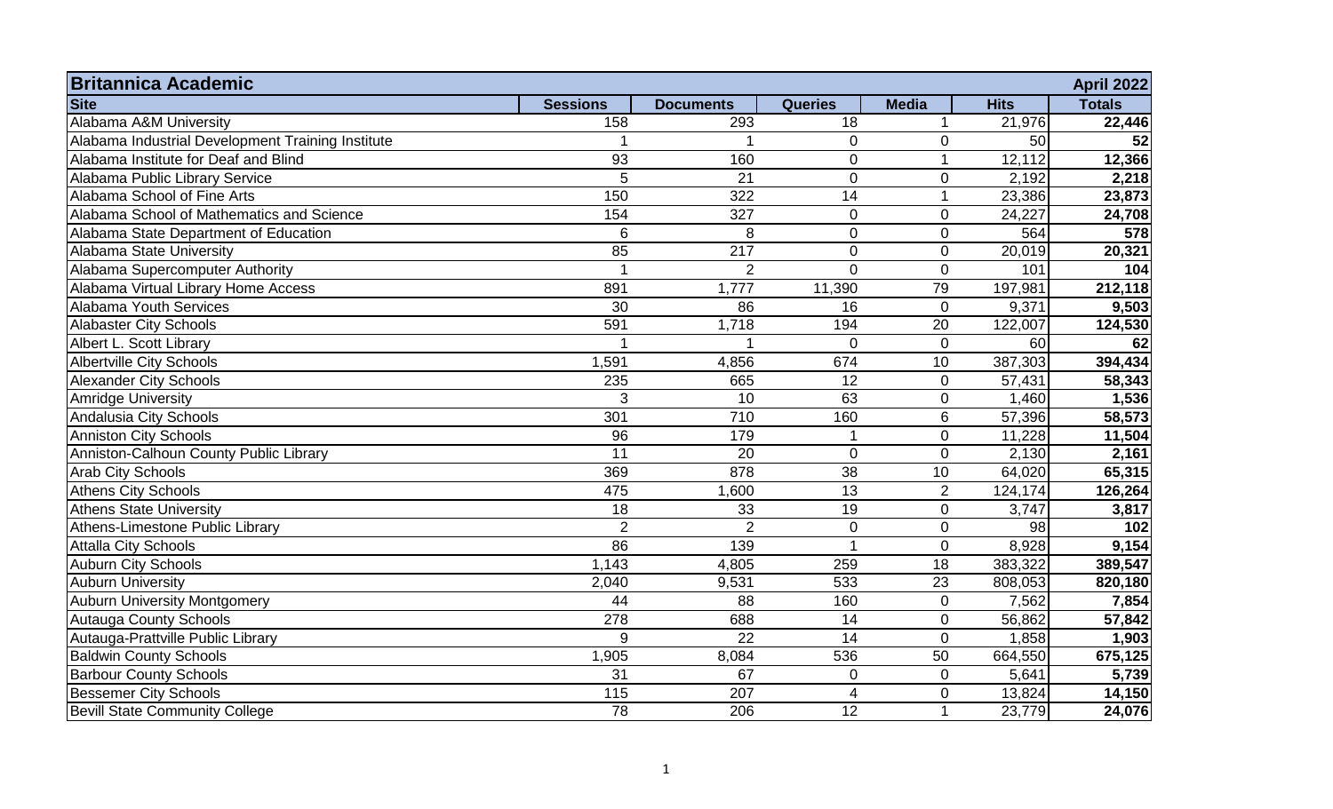| Britannica Academic | | | | | | April 2022 |
|---|---|---|---|---|---|---|
| **Site** | **Sessions** | **Documents** | **Queries** | **Media** | **Hits** | **Totals** |
| Alabama A&M University | 158 | 293 | 18 | 1 | 21,976 | **22,446** |
| Alabama Industrial Development Training Institute | 1 | 1 | 0 | 0 | 50 | **52** |
| Alabama Institute for Deaf and Blind | 93 | 160 | 0 | 1 | 12,112 | **12,366** |
| Alabama Public Library Service | 5 | 21 | 0 | 0 | 2,192 | **2,218** |
| Alabama School of Fine Arts | 150 | 322 | 14 | 1 | 23,386 | **23,873** |
| Alabama School of Mathematics and Science | 154 | 327 | 0 | 0 | 24,227 | **24,708** |
| Alabama State Department of Education | 6 | 8 | 0 | 0 | 564 | **578** |
| Alabama State University | 85 | 217 | 0 | 0 | 20,019 | **20,321** |
| Alabama Supercomputer Authority | 1 | 2 | 0 | 0 | 101 | **104** |
| Alabama Virtual Library Home Access | 891 | 1,777 | 11,390 | 79 | 197,981 | **212,118** |
| Alabama Youth Services | 30 | 86 | 16 | 0 | 9,371 | **9,503** |
| Alabaster City Schools | 591 | 1,718 | 194 | 20 | 122,007 | **124,530** |
| Albert L. Scott Library | 1 | 1 | 0 | 0 | 60 | **62** |
| Albertville City Schools | 1,591 | 4,856 | 674 | 10 | 387,303 | **394,434** |
| Alexander City Schools | 235 | 665 | 12 | 0 | 57,431 | **58,343** |
| Amridge University | 3 | 10 | 63 | 0 | 1,460 | **1,536** |
| Andalusia City Schools | 301 | 710 | 160 | 6 | 57,396 | **58,573** |
| Anniston City Schools | 96 | 179 | 1 | 0 | 11,228 | **11,504** |
| Anniston-Calhoun County Public Library | 11 | 20 | 0 | 0 | 2,130 | **2,161** |
| Arab City Schools | 369 | 878 | 38 | 10 | 64,020 | **65,315** |
| Athens City Schools | 475 | 1,600 | 13 | 2 | 124,174 | **126,264** |
| Athens State University | 18 | 33 | 19 | 0 | 3,747 | **3,817** |
| Athens-Limestone Public Library | 2 | 2 | 0 | 0 | 98 | **102** |
| Attalla City Schools | 86 | 139 | 1 | 0 | 8,928 | **9,154** |
| Auburn City Schools | 1,143 | 4,805 | 259 | 18 | 383,322 | **389,547** |
| Auburn University | 2,040 | 9,531 | 533 | 23 | 808,053 | **820,180** |
| Auburn University Montgomery | 44 | 88 | 160 | 0 | 7,562 | **7,854** |
| Autauga County Schools | 278 | 688 | 14 | 0 | 56,862 | **57,842** |
| Autauga-Prattville Public Library | 9 | 22 | 14 | 0 | 1,858 | **1,903** |
| Baldwin County Schools | 1,905 | 8,084 | 536 | 50 | 664,550 | **675,125** |
| Barbour County Schools | 31 | 67 | 0 | 0 | 5,641 | **5,739** |
| Bessemer City Schools | 115 | 207 | 4 | 0 | 13,824 | **14,150** |
| Bevill State Community College | 78 | 206 | 12 | 1 | 23,779 | **24,076** |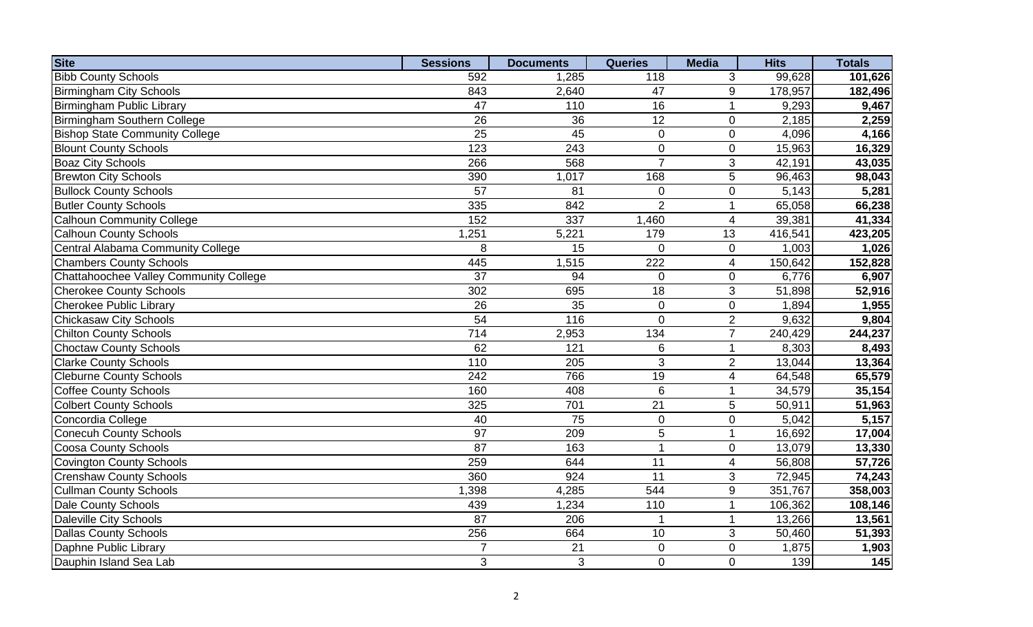| Site | Sessions | Documents | Queries | Media | Hits | Totals |
|---|---|---|---|---|---|---|
| Bibb County Schools | 592 | 1,285 | 118 | 3 | 99,628 | **101,626** |
| Birmingham City Schools | 843 | 2,640 | 47 | 9 | 178,957 | **182,496** |
| Birmingham Public Library | 47 | 110 | 16 | 1 | 9,293 | **9,467** |
| Birmingham Southern College | 26 | 36 | 12 | 0 | 2,185 | **2,259** |
| Bishop State Community College | 25 | 45 | 0 | 0 | 4,096 | **4,166** |
| Blount County Schools | 123 | 243 | 0 | 0 | 15,963 | **16,329** |
| Boaz City Schools | 266 | 568 | 7 | 3 | 42,191 | **43,035** |
| Brewton City Schools | 390 | 1,017 | 168 | 5 | 96,463 | **98,043** |
| Bullock County Schools | 57 | 81 | 0 | 0 | 5,143 | **5,281** |
| Butler County Schools | 335 | 842 | 2 | 1 | 65,058 | **66,238** |
| Calhoun Community College | 152 | 337 | 1,460 | 4 | 39,381 | **41,334** |
| Calhoun County Schools | 1,251 | 5,221 | 179 | 13 | 416,541 | **423,205** |
| Central Alabama Community College | 8 | 15 | 0 | 0 | 1,003 | **1,026** |
| Chambers County Schools | 445 | 1,515 | 222 | 4 | 150,642 | **152,828** |
| Chattahoochee Valley Community College | 37 | 94 | 0 | 0 | 6,776 | **6,907** |
| Cherokee County Schools | 302 | 695 | 18 | 3 | 51,898 | **52,916** |
| Cherokee Public Library | 26 | 35 | 0 | 0 | 1,894 | **1,955** |
| Chickasaw City Schools | 54 | 116 | 0 | 2 | 9,632 | **9,804** |
| Chilton County Schools | 714 | 2,953 | 134 | 7 | 240,429 | **244,237** |
| Choctaw County Schools | 62 | 121 | 6 | 1 | 8,303 | **8,493** |
| Clarke County Schools | 110 | 205 | 3 | 2 | 13,044 | **13,364** |
| Cleburne County Schools | 242 | 766 | 19 | 4 | 64,548 | **65,579** |
| Coffee County Schools | 160 | 408 | 6 | 1 | 34,579 | **35,154** |
| Colbert County Schools | 325 | 701 | 21 | 5 | 50,911 | **51,963** |
| Concordia College | 40 | 75 | 0 | 0 | 5,042 | **5,157** |
| Conecuh County Schools | 97 | 209 | 5 | 1 | 16,692 | **17,004** |
| Coosa County Schools | 87 | 163 | 1 | 0 | 13,079 | **13,330** |
| Covington County Schools | 259 | 644 | 11 | 4 | 56,808 | **57,726** |
| Crenshaw County Schools | 360 | 924 | 11 | 3 | 72,945 | **74,243** |
| Cullman County Schools | 1,398 | 4,285 | 544 | 9 | 351,767 | **358,003** |
| Dale County Schools | 439 | 1,234 | 110 | 1 | 106,362 | **108,146** |
| Daleville City Schools | 87 | 206 | 1 | 1 | 13,266 | **13,561** |
| Dallas County Schools | 256 | 664 | 10 | 3 | 50,460 | **51,393** |
| Daphne Public Library | 7 | 21 | 0 | 0 | 1,875 | **1,903** |
| Dauphin Island Sea Lab | 3 | 3 | 0 | 0 | 139 | **145** |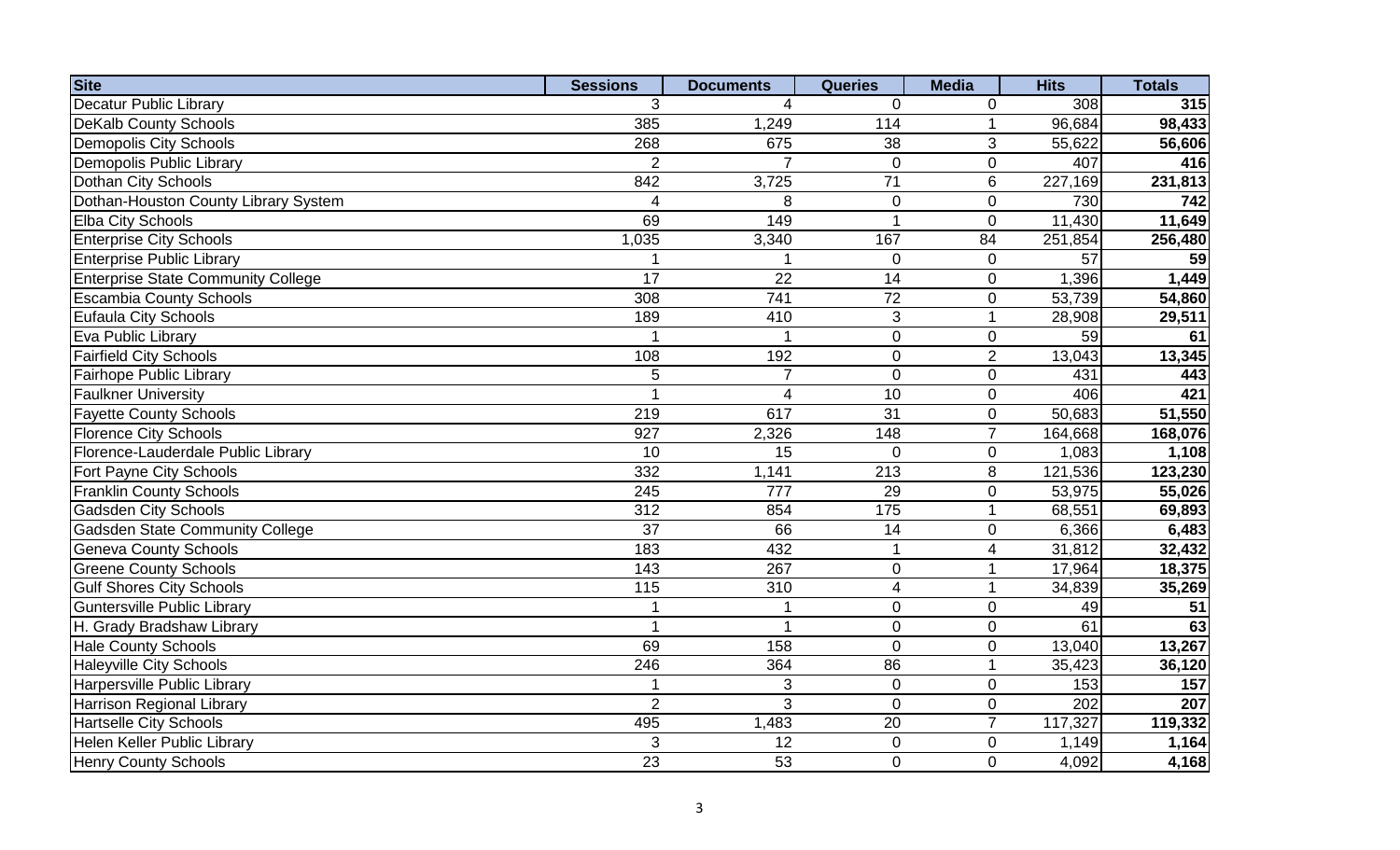| Site | Sessions | Documents | Queries | Media | Hits | Totals |
|---|---|---|---|---|---|---|
| Decatur Public Library | 3 | 4 | 0 | 0 | 308 | **315** |
| DeKalb County Schools | 385 | 1,249 | 114 | 1 | 96,684 | **98,433** |
| Demopolis City Schools | 268 | 675 | 38 | 3 | 55,622 | **56,606** |
| Demopolis Public Library | 2 | 7 | 0 | 0 | 407 | **416** |
| Dothan City Schools | 842 | 3,725 | 71 | 6 | 227,169 | **231,813** |
| Dothan-Houston County Library System | 4 | 8 | 0 | 0 | 730 | **742** |
| Elba City Schools | 69 | 149 | 1 | 0 | 11,430 | **11,649** |
| Enterprise City Schools | 1,035 | 3,340 | 167 | 84 | 251,854 | **256,480** |
| Enterprise Public Library | 1 | 1 | 0 | 0 | 57 | **59** |
| Enterprise State Community College | 17 | 22 | 14 | 0 | 1,396 | **1,449** |
| Escambia County Schools | 308 | 741 | 72 | 0 | 53,739 | **54,860** |
| Eufaula City Schools | 189 | 410 | 3 | 1 | 28,908 | **29,511** |
| Eva Public Library | 1 | 1 | 0 | 0 | 59 | **61** |
| Fairfield City Schools | 108 | 192 | 0 | 2 | 13,043 | **13,345** |
| Fairhope Public Library | 5 | 7 | 0 | 0 | 431 | **443** |
| Faulkner University | 1 | 4 | 10 | 0 | 406 | **421** |
| Fayette County Schools | 219 | 617 | 31 | 0 | 50,683 | **51,550** |
| Florence City Schools | 927 | 2,326 | 148 | 7 | 164,668 | **168,076** |
| Florence-Lauderdale Public Library | 10 | 15 | 0 | 0 | 1,083 | **1,108** |
| Fort Payne City Schools | 332 | 1,141 | 213 | 8 | 121,536 | **123,230** |
| Franklin County Schools | 245 | 777 | 29 | 0 | 53,975 | **55,026** |
| Gadsden City Schools | 312 | 854 | 175 | 1 | 68,551 | **69,893** |
| Gadsden State Community College | 37 | 66 | 14 | 0 | 6,366 | **6,483** |
| Geneva County Schools | 183 | 432 | 1 | 4 | 31,812 | **32,432** |
| Greene County Schools | 143 | 267 | 0 | 1 | 17,964 | **18,375** |
| Gulf Shores City Schools | 115 | 310 | 4 | 1 | 34,839 | **35,269** |
| Guntersville Public Library | 1 | 1 | 0 | 0 | 49 | **51** |
| H. Grady Bradshaw Library | 1 | 1 | 0 | 0 | 61 | **63** |
| Hale County Schools | 69 | 158 | 0 | 0 | 13,040 | **13,267** |
| Haleyville City Schools | 246 | 364 | 86 | 1 | 35,423 | **36,120** |
| Harpersville Public Library | 1 | 3 | 0 | 0 | 153 | **157** |
| Harrison Regional Library | 2 | 3 | 0 | 0 | 202 | **207** |
| Hartselle City Schools | 495 | 1,483 | 20 | 7 | 117,327 | **119,332** |
| Helen Keller Public Library | 3 | 12 | 0 | 0 | 1,149 | **1,164** |
| Henry County Schools | 23 | 53 | 0 | 0 | 4,092 | **4,168** |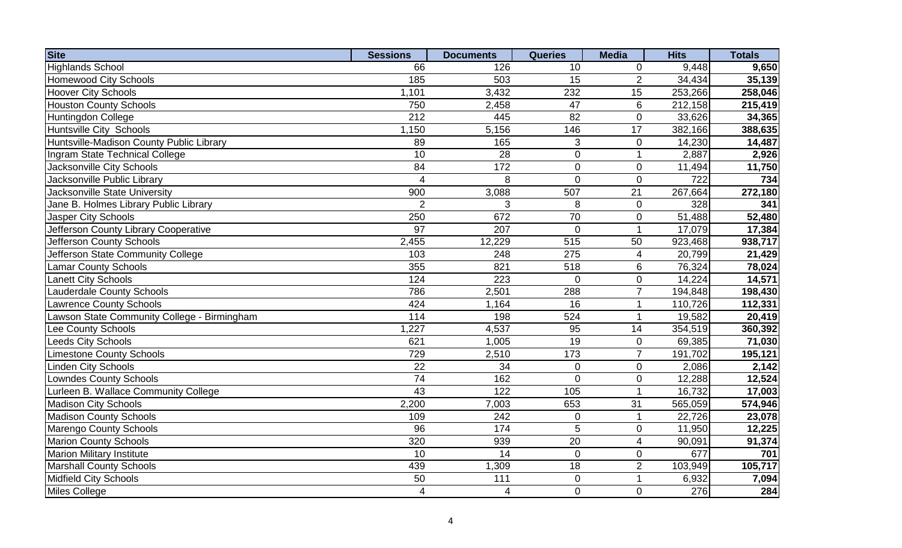| Site | Sessions | Documents | Queries | Media | Hits | Totals |
|---|---|---|---|---|---|---|
| Highlands School | 66 | 126 | 10 | 0 | 9,448 | **9,650** |
| Homewood City Schools | 185 | 503 | 15 | 2 | 34,434 | **35,139** |
| Hoover City Schools | 1,101 | 3,432 | 232 | 15 | 253,266 | **258,046** |
| Houston County Schools | 750 | 2,458 | 47 | 6 | 212,158 | **215,419** |
| Huntingdon College | 212 | 445 | 82 | 0 | 33,626 | **34,365** |
| Huntsville City Schools | 1,150 | 5,156 | 146 | 17 | 382,166 | **388,635** |
| Huntsville-Madison County Public Library | 89 | 165 | 3 | 0 | 14,230 | **14,487** |
| Ingram State Technical College | 10 | 28 | 0 | 1 | 2,887 | **2,926** |
| Jacksonville City Schools | 84 | 172 | 0 | 0 | 11,494 | **11,750** |
| Jacksonville Public Library | 4 | 8 | 0 | 0 | 722 | **734** |
| Jacksonville State University | 900 | 3,088 | 507 | 21 | 267,664 | **272,180** |
| Jane B. Holmes Library Public Library | 2 | 3 | 8 | 0 | 328 | **341** |
| Jasper City Schools | 250 | 672 | 70 | 0 | 51,488 | **52,480** |
| Jefferson County Library Cooperative | 97 | 207 | 0 | 1 | 17,079 | **17,384** |
| Jefferson County Schools | 2,455 | 12,229 | 515 | 50 | 923,468 | **938,717** |
| Jefferson State Community College | 103 | 248 | 275 | 4 | 20,799 | **21,429** |
| Lamar County Schools | 355 | 821 | 518 | 6 | 76,324 | **78,024** |
| Lanett City Schools | 124 | 223 | 0 | 0 | 14,224 | **14,571** |
| Lauderdale County Schools | 786 | 2,501 | 288 | 7 | 194,848 | **198,430** |
| Lawrence County Schools | 424 | 1,164 | 16 | 1 | 110,726 | **112,331** |
| Lawson State Community College - Birmingham | 114 | 198 | 524 | 1 | 19,582 | **20,419** |
| Lee County Schools | 1,227 | 4,537 | 95 | 14 | 354,519 | **360,392** |
| Leeds City Schools | 621 | 1,005 | 19 | 0 | 69,385 | **71,030** |
| Limestone County Schools | 729 | 2,510 | 173 | 7 | 191,702 | **195,121** |
| Linden City Schools | 22 | 34 | 0 | 0 | 2,086 | **2,142** |
| Lowndes County Schools | 74 | 162 | 0 | 0 | 12,288 | **12,524** |
| Lurleen B. Wallace Community College | 43 | 122 | 105 | 1 | 16,732 | **17,003** |
| Madison City Schools | 2,200 | 7,003 | 653 | 31 | 565,059 | **574,946** |
| Madison County Schools | 109 | 242 | 0 | 1 | 22,726 | **23,078** |
| Marengo County Schools | 96 | 174 | 5 | 0 | 11,950 | **12,225** |
| Marion County Schools | 320 | 939 | 20 | 4 | 90,091 | **91,374** |
| Marion Military Institute | 10 | 14 | 0 | 0 | 677 | **701** |
| Marshall County Schools | 439 | 1,309 | 18 | 2 | 103,949 | **105,717** |
| Midfield City Schools | 50 | 111 | 0 | 1 | 6,932 | **7,094** |
| Miles College | 4 | 4 | 0 | 0 | 276 | **284** |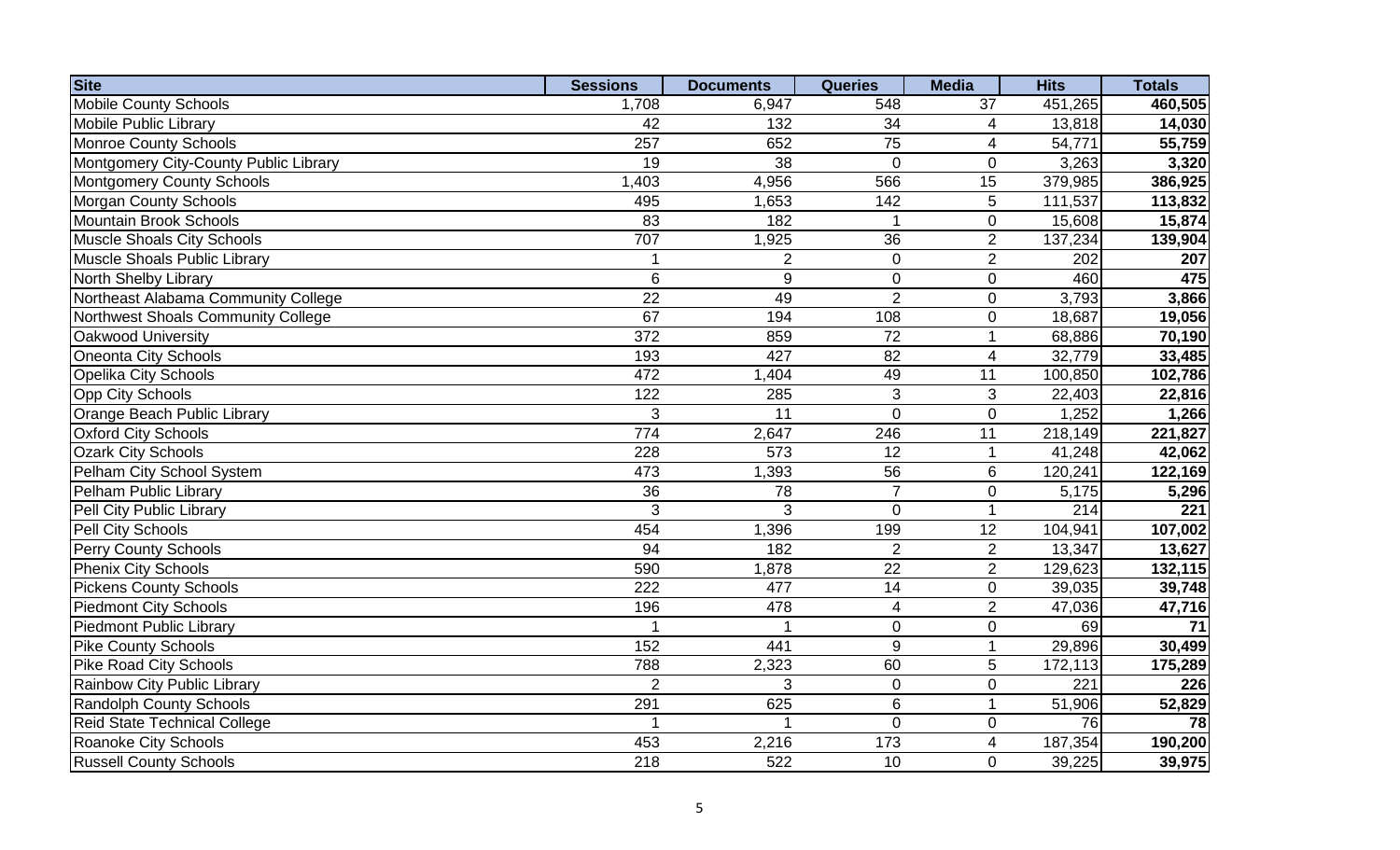| Site | Sessions | Documents | Queries | Media | Hits | Totals |
|---|---|---|---|---|---|---|
| Mobile County Schools | 1,708 | 6,947 | 548 | 37 | 451,265 | **460,505** |
| Mobile Public Library | 42 | 132 | 34 | 4 | 13,818 | **14,030** |
| Monroe County Schools | 257 | 652 | 75 | 4 | 54,771 | **55,759** |
| Montgomery City-County Public Library | 19 | 38 | 0 | 0 | 3,263 | **3,320** |
| Montgomery County Schools | 1,403 | 4,956 | 566 | 15 | 379,985 | **386,925** |
| Morgan County Schools | 495 | 1,653 | 142 | 5 | 111,537 | **113,832** |
| Mountain Brook Schools | 83 | 182 | 1 | 0 | 15,608 | **15,874** |
| Muscle Shoals City Schools | 707 | 1,925 | 36 | 2 | 137,234 | **139,904** |
| Muscle Shoals Public Library | 1 | 2 | 0 | 2 | 202 | **207** |
| North Shelby Library | 6 | 9 | 0 | 0 | 460 | **475** |
| Northeast Alabama Community College | 22 | 49 | 2 | 0 | 3,793 | **3,866** |
| Northwest Shoals Community College | 67 | 194 | 108 | 0 | 18,687 | **19,056** |
| Oakwood University | 372 | 859 | 72 | 1 | 68,886 | **70,190** |
| Oneonta City Schools | 193 | 427 | 82 | 4 | 32,779 | **33,485** |
| Opelika City Schools | 472 | 1,404 | 49 | 11 | 100,850 | **102,786** |
| Opp City Schools | 122 | 285 | 3 | 3 | 22,403 | **22,816** |
| Orange Beach Public Library | 3 | 11 | 0 | 0 | 1,252 | **1,266** |
| Oxford City Schools | 774 | 2,647 | 246 | 11 | 218,149 | **221,827** |
| Ozark City Schools | 228 | 573 | 12 | 1 | 41,248 | **42,062** |
| Pelham City School System | 473 | 1,393 | 56 | 6 | 120,241 | **122,169** |
| Pelham Public Library | 36 | 78 | 7 | 0 | 5,175 | **5,296** |
| Pell City Public Library | 3 | 3 | 0 | 1 | 214 | **221** |
| Pell City Schools | 454 | 1,396 | 199 | 12 | 104,941 | **107,002** |
| Perry County Schools | 94 | 182 | 2 | 2 | 13,347 | **13,627** |
| Phenix City Schools | 590 | 1,878 | 22 | 2 | 129,623 | **132,115** |
| Pickens County Schools | 222 | 477 | 14 | 0 | 39,035 | **39,748** |
| Piedmont City Schools | 196 | 478 | 4 | 2 | 47,036 | **47,716** |
| Piedmont Public Library | 1 | 1 | 0 | 0 | 69 | **71** |
| Pike County Schools | 152 | 441 | 9 | 1 | 29,896 | **30,499** |
| Pike Road City Schools | 788 | 2,323 | 60 | 5 | 172,113 | **175,289** |
| Rainbow City Public Library | 2 | 3 | 0 | 0 | 221 | **226** |
| Randolph County Schools | 291 | 625 | 6 | 1 | 51,906 | **52,829** |
| Reid State Technical College | 1 | 1 | 0 | 0 | 76 | **78** |
| Roanoke City Schools | 453 | 2,216 | 173 | 4 | 187,354 | **190,200** |
| Russell County Schools | 218 | 522 | 10 | 0 | 39,225 | **39,975** |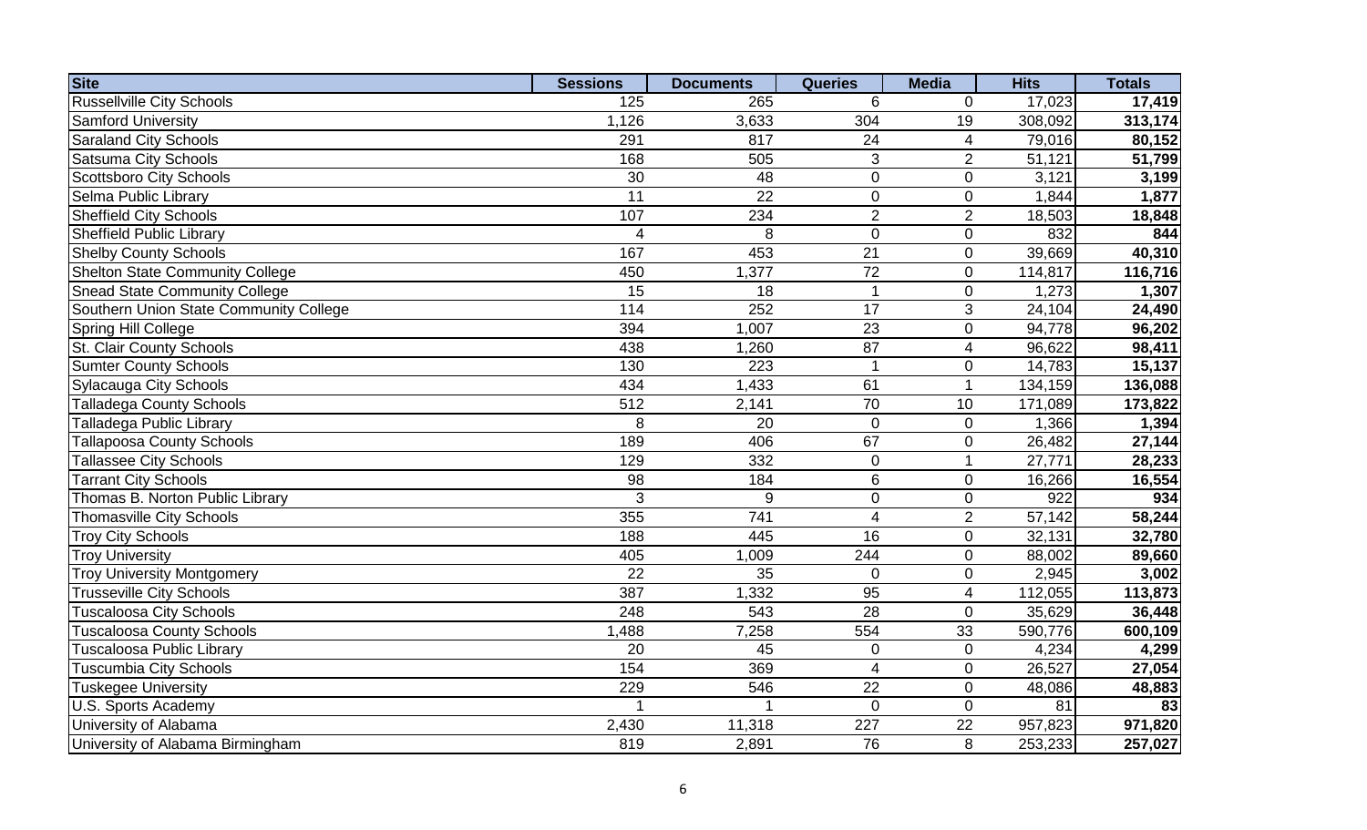| Site | Sessions | Documents | Queries | Media | Hits | Totals |
|---|---|---|---|---|---|---|
| Russellville City Schools | 125 | 265 | 6 | 0 | 17,023 | **17,419** |
| Samford University | 1,126 | 3,633 | 304 | 19 | 308,092 | **313,174** |
| Saraland City Schools | 291 | 817 | 24 | 4 | 79,016 | **80,152** |
| Satsuma City Schools | 168 | 505 | 3 | 2 | 51,121 | **51,799** |
| Scottsboro City Schools | 30 | 48 | 0 | 0 | 3,121 | **3,199** |
| Selma Public Library | 11 | 22 | 0 | 0 | 1,844 | **1,877** |
| Sheffield City Schools | 107 | 234 | 2 | 2 | 18,503 | **18,848** |
| Sheffield Public Library | 4 | 8 | 0 | 0 | 832 | **844** |
| Shelby County Schools | 167 | 453 | 21 | 0 | 39,669 | **40,310** |
| Shelton State Community College | 450 | 1,377 | 72 | 0 | 114,817 | **116,716** |
| Snead State Community College | 15 | 18 | 1 | 0 | 1,273 | **1,307** |
| Southern Union State Community College | 114 | 252 | 17 | 3 | 24,104 | **24,490** |
| Spring Hill College | 394 | 1,007 | 23 | 0 | 94,778 | **96,202** |
| St. Clair County Schools | 438 | 1,260 | 87 | 4 | 96,622 | **98,411** |
| Sumter County Schools | 130 | 223 | 1 | 0 | 14,783 | **15,137** |
| Sylacauga City Schools | 434 | 1,433 | 61 | 1 | 134,159 | **136,088** |
| Talladega County Schools | 512 | 2,141 | 70 | 10 | 171,089 | **173,822** |
| Talladega Public Library | 8 | 20 | 0 | 0 | 1,366 | **1,394** |
| Tallapoosa County Schools | 189 | 406 | 67 | 0 | 26,482 | **27,144** |
| Tallassee City Schools | 129 | 332 | 0 | 1 | 27,771 | **28,233** |
| Tarrant City Schools | 98 | 184 | 6 | 0 | 16,266 | **16,554** |
| Thomas B. Norton Public Library | 3 | 9 | 0 | 0 | 922 | **934** |
| Thomasville City Schools | 355 | 741 | 4 | 2 | 57,142 | **58,244** |
| Troy City Schools | 188 | 445 | 16 | 0 | 32,131 | **32,780** |
| Troy University | 405 | 1,009 | 244 | 0 | 88,002 | **89,660** |
| Troy University Montgomery | 22 | 35 | 0 | 0 | 2,945 | **3,002** |
| Trusseville City Schools | 387 | 1,332 | 95 | 4 | 112,055 | **113,873** |
| Tuscaloosa City Schools | 248 | 543 | 28 | 0 | 35,629 | **36,448** |
| Tuscaloosa County Schools | 1,488 | 7,258 | 554 | 33 | 590,776 | **600,109** |
| Tuscaloosa Public Library | 20 | 45 | 0 | 0 | 4,234 | **4,299** |
| Tuscumbia City Schools | 154 | 369 | 4 | 0 | 26,527 | **27,054** |
| Tuskegee University | 229 | 546 | 22 | 0 | 48,086 | **48,883** |
| U.S. Sports Academy | 1 | 1 | 0 | 0 | 81 | **83** |
| University of Alabama | 2,430 | 11,318 | 227 | 22 | 957,823 | **971,820** |
| University of Alabama Birmingham | 819 | 2,891 | 76 | 8 | 253,233 | **257,027** |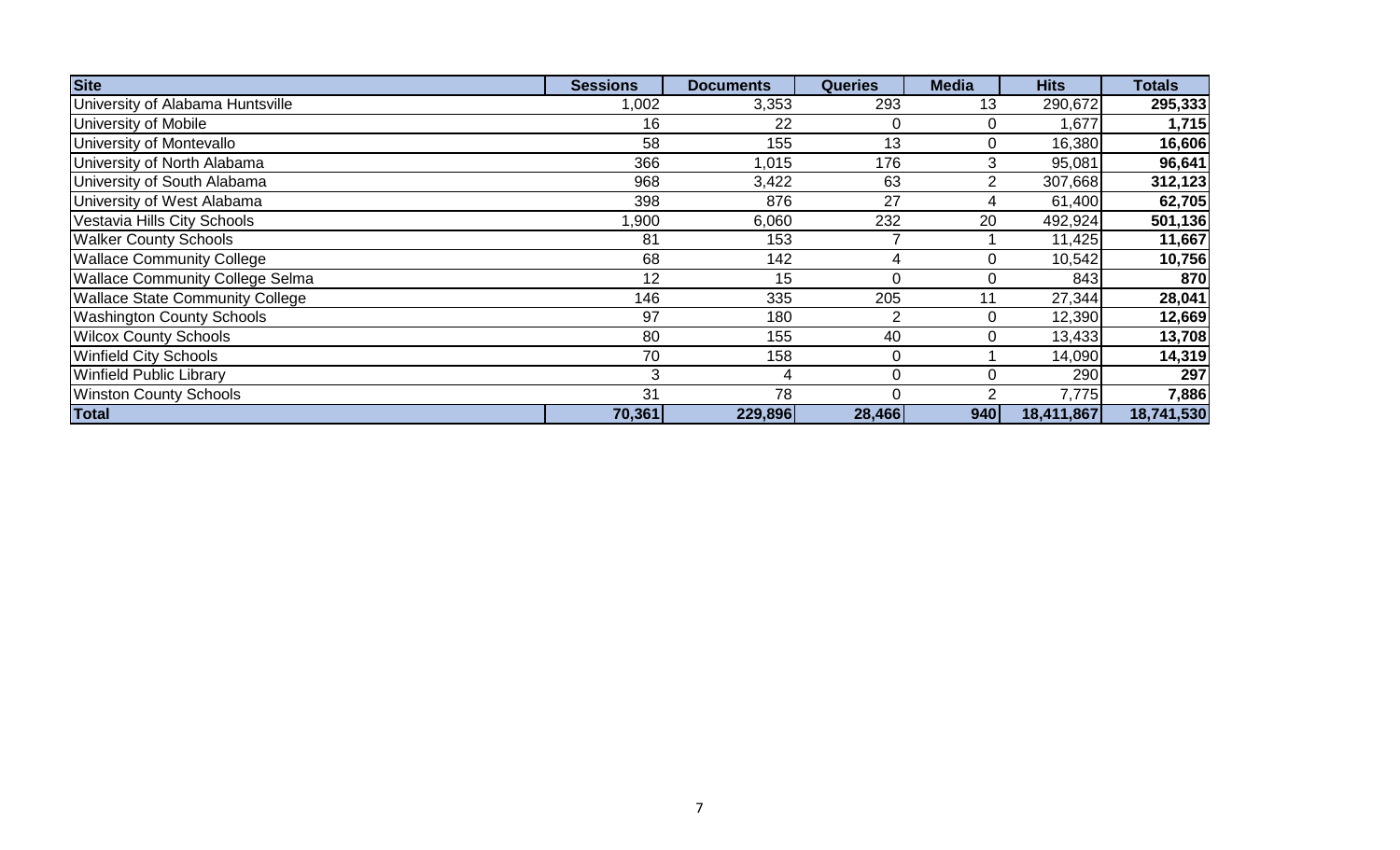| Site | Sessions | Documents | Queries | Media | Hits | Totals |
|---|---|---|---|---|---|---|
| University of Alabama Huntsville | 1,002 | 3,353 | 293 | 13 | 290,672 | **295,333** |
| University of Mobile | 16 | 22 | 0 | 0 | 1,677 | **1,715** |
| University of Montevallo | 58 | 155 | 13 | 0 | 16,380 | **16,606** |
| University of North Alabama | 366 | 1,015 | 176 | 3 | 95,081 | **96,641** |
| University of South Alabama | 968 | 3,422 | 63 | 2 | 307,668 | **312,123** |
| University of West Alabama | 398 | 876 | 27 | 4 | 61,400 | **62,705** |
| Vestavia Hills City Schools | 1,900 | 6,060 | 232 | 20 | 492,924 | **501,136** |
| Walker County Schools | 81 | 153 | 7 | 1 | 11,425 | **11,667** |
| Wallace Community College | 68 | 142 | 4 | 0 | 10,542 | **10,756** |
| Wallace Community College Selma | 12 | 15 | 0 | 0 | 843 | **870** |
| Wallace State Community College | 146 | 335 | 205 | 11 | 27,344 | **28,041** |
| Washington County Schools | 97 | 180 | 2 | 0 | 12,390 | **12,669** |
| Wilcox County Schools | 80 | 155 | 40 | 0 | 13,433 | **13,708** |
| Winfield City Schools | 70 | 158 | 0 | 1 | 14,090 | **14,319** |
| Winfield Public Library | 3 | 4 | 0 | 0 | 290 | **297** |
| Winston County Schools | 31 | 78 | 0 | 2 | 7,775 | **7,886** |
| **Total** | **70,361** | **229,896** | **28,466** | **940** | **18,411,867** | **18,741,530** |